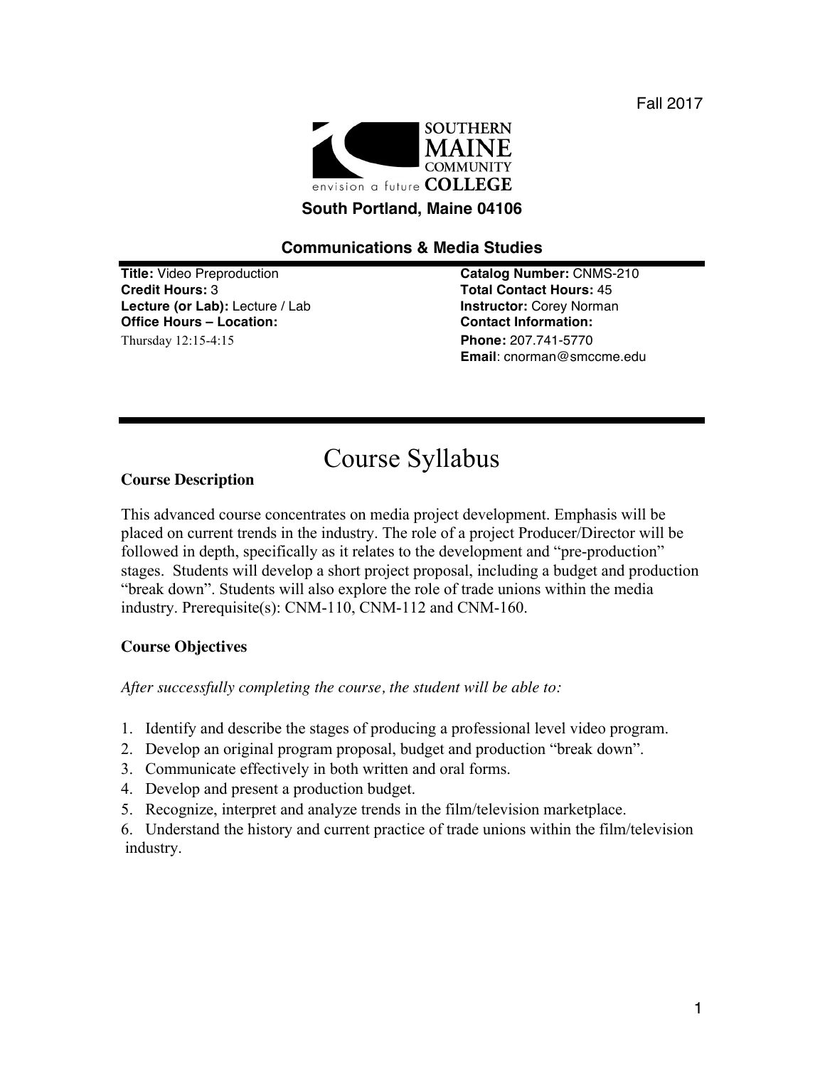Fall 2017

**SOUTHERN MAINE COMMUNITY COLLEGE**

envision a future

**South Portland, Maine 04106**

**Communications & Media Studies**

**Title:** Video Preproduction
**Credit Hours:** 3
**Lecture (or Lab):** Lecture / Lab
**Office Hours – Location:**
Thursday 12:15-4:15

**Catalog Number:** CNMS-210
**Total Contact Hours:** 45
**Instructor:** Corey Norman
**Contact Information:**
**Phone:** 207.741-5770
**Email**: cnorman@smccme.edu

# Course Syllabus

## Course Description

This advanced course concentrates on media project development. Emphasis will be placed on current trends in the industry. The role of a project Producer/Director will be followed in depth, specifically as it relates to the development and "pre-production" stages. Students will develop a short project proposal, including a budget and production "break down". Students will also explore the role of trade unions within the media industry. Prerequisite(s): CNM-110, CNM-112 and CNM-160.

## Course Objectives

*After successfully completing the course, the student will be able to:*

1. Identify and describe the stages of producing a professional level video program.
2. Develop an original program proposal, budget and production "break down".
3. Communicate effectively in both written and oral forms.
4. Develop and present a production budget.
5. Recognize, interpret and analyze trends in the film/television marketplace.
6. Understand the history and current practice of trade unions within the film/television industry.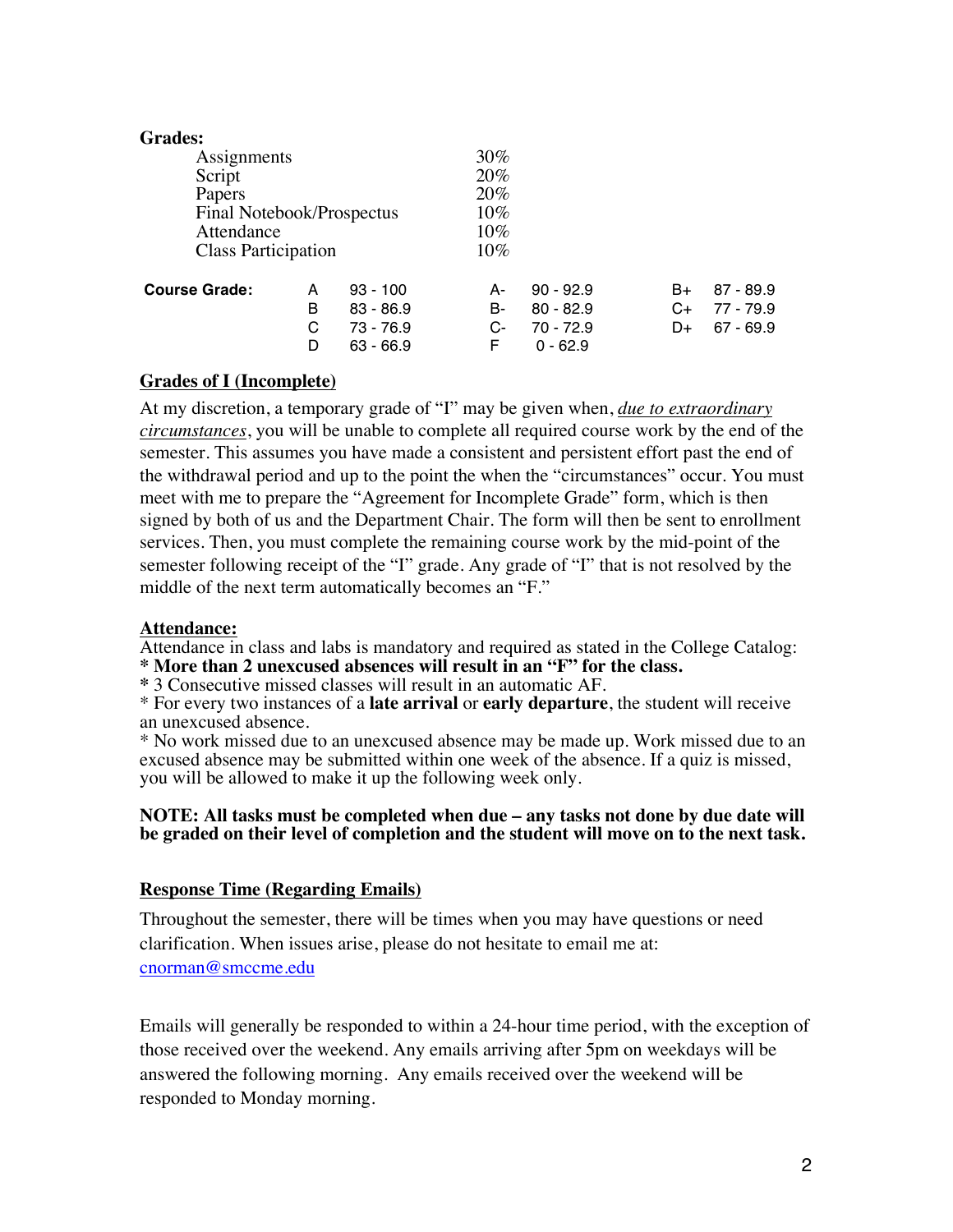**Grades:**

| Component | Weight |
|---|---|
| Assignments | 30% |
| Script | 20% |
| Papers | 20% |
| Final Notebook/Prospectus | 10% |
| Attendance | 10% |
| Class Participation | 10% |

| **Course Grade:** | | | | | | |
|---|---|---|---|---|---|---|
| A | 93 - 100 | A- | 90 - 92.9 | B+ | 87 - 89.9 |
| B | 83 - 86.9 | B- | 80 - 82.9 | C+ | 77 - 79.9 |
| C | 73 - 76.9 | C- | 70 - 72.9 | D+ | 67 - 69.9 |
| D | 63 - 66.9 | F | 0 - 62.9 | | |

**Grades of I (Incomplete)**

At my discretion, a temporary grade of "I" may be given when, *due to extraordinary circumstances*, you will be unable to complete all required course work by the end of the semester. This assumes you have made a consistent and persistent effort past the end of the withdrawal period and up to the point the when the "circumstances" occur. You must meet with me to prepare the "Agreement for Incomplete Grade" form, which is then signed by both of us and the Department Chair. The form will then be sent to enrollment services. Then, you must complete the remaining course work by the mid-point of the semester following receipt of the "I" grade. Any grade of "I" that is not resolved by the middle of the next term automatically becomes an "F."

**Attendance:**

Attendance in class and labs is mandatory and required as stated in the College Catalog:

**\* More than 2 unexcused absences will result in an "F" for the class.**

**\*** 3 Consecutive missed classes will result in an automatic AF.

\* For every two instances of a **late arrival** or **early departure**, the student will receive an unexcused absence.

\* No work missed due to an unexcused absence may be made up. Work missed due to an excused absence may be submitted within one week of the absence. If a quiz is missed, you will be allowed to make it up the following week only.

**NOTE: All tasks must be completed when due – any tasks not done by due date will be graded on their level of completion and the student will move on to the next task.**

**Response Time (Regarding Emails)**

Throughout the semester, there will be times when you may have questions or need clarification. When issues arise, please do not hesitate to email me at: cnorman@smccme.edu

Emails will generally be responded to within a 24-hour time period, with the exception of those received over the weekend. Any emails arriving after 5pm on weekdays will be answered the following morning. Any emails received over the weekend will be responded to Monday morning.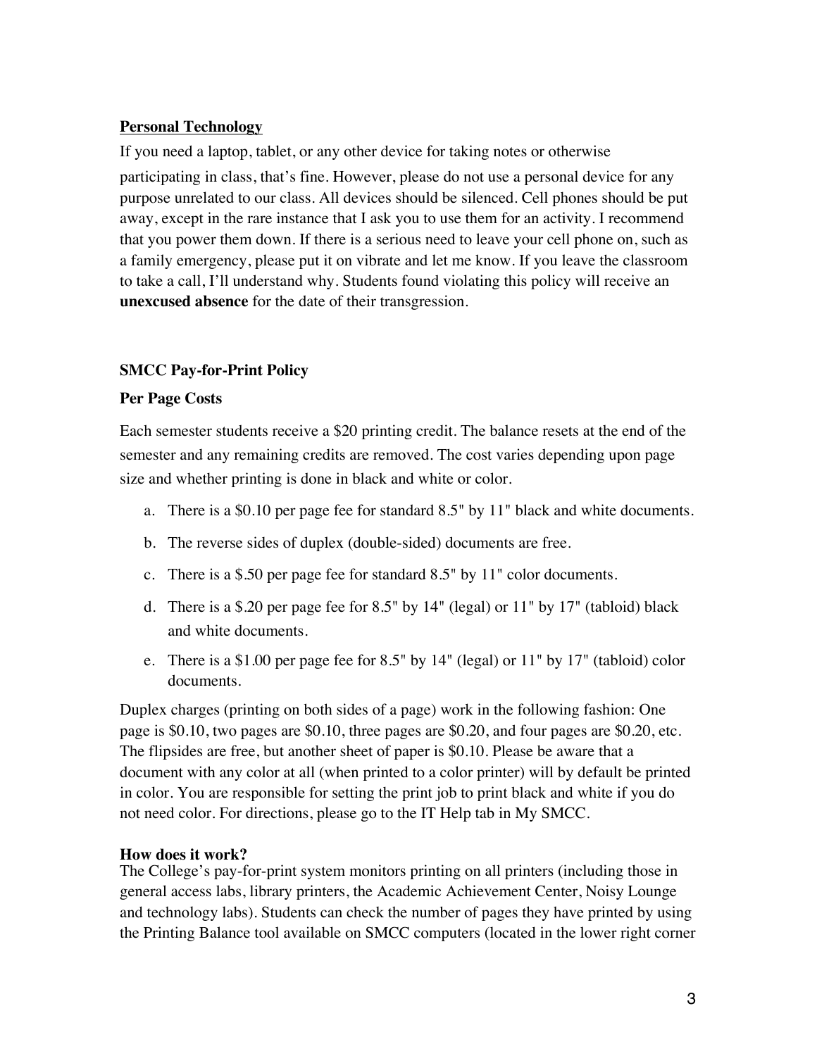**Personal Technology**

If you need a laptop, tablet, or any other device for taking notes or otherwise participating in class, that's fine. However, please do not use a personal device for any purpose unrelated to our class. All devices should be silenced. Cell phones should be put away, except in the rare instance that I ask you to use them for an activity. I recommend that you power them down. If there is a serious need to leave your cell phone on, such as a family emergency, please put it on vibrate and let me know. If you leave the classroom to take a call, I'll understand why. Students found violating this policy will receive an **unexcused absence** for the date of their transgression.

**SMCC Pay-for-Print Policy**

**Per Page Costs**

Each semester students receive a $20 printing credit. The balance resets at the end of the semester and any remaining credits are removed. The cost varies depending upon page size and whether printing is done in black and white or color.

a. There is a $0.10 per page fee for standard 8.5" by 11" black and white documents.

b. The reverse sides of duplex (double-sided) documents are free.

c. There is a $.50 per page fee for standard 8.5" by 11" color documents.

d. There is a $.20 per page fee for 8.5" by 14" (legal) or 11" by 17" (tabloid) black and white documents.

e. There is a $1.00 per page fee for 8.5" by 14" (legal) or 11" by 17" (tabloid) color documents.

Duplex charges (printing on both sides of a page) work in the following fashion: One page is $0.10, two pages are $0.10, three pages are $0.20, and four pages are $0.20, etc. The flipsides are free, but another sheet of paper is $0.10. Please be aware that a document with any color at all (when printed to a color printer) will by default be printed in color. You are responsible for setting the print job to print black and white if you do not need color. For directions, please go to the IT Help tab in My SMCC.

**How does it work?**

The College's pay-for-print system monitors printing on all printers (including those in general access labs, library printers, the Academic Achievement Center, Noisy Lounge and technology labs). Students can check the number of pages they have printed by using the Printing Balance tool available on SMCC computers (located in the lower right corner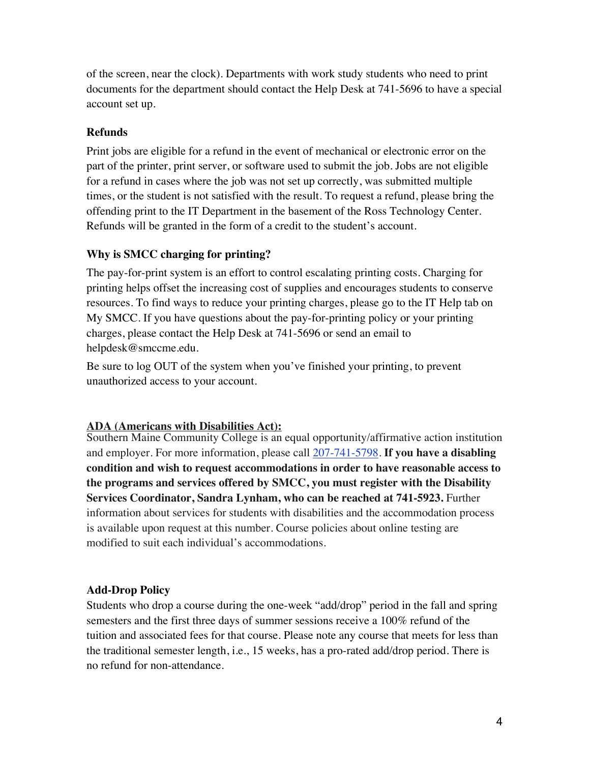of the screen, near the clock). Departments with work study students who need to print documents for the department should contact the Help Desk at 741-5696 to have a special account set up.

### Refunds

Print jobs are eligible for a refund in the event of mechanical or electronic error on the part of the printer, print server, or software used to submit the job. Jobs are not eligible for a refund in cases where the job was not set up correctly, was submitted multiple times, or the student is not satisfied with the result. To request a refund, please bring the offending print to the IT Department in the basement of the Ross Technology Center. Refunds will be granted in the form of a credit to the student's account.

### Why is SMCC charging for printing?

The pay-for-print system is an effort to control escalating printing costs. Charging for printing helps offset the increasing cost of supplies and encourages students to conserve resources. To find ways to reduce your printing charges, please go to the IT Help tab on My SMCC. If you have questions about the pay-for-printing policy or your printing charges, please contact the Help Desk at 741-5696 or send an email to helpdesk@smccme.edu.

Be sure to log OUT of the system when you've finished your printing, to prevent unauthorized access to your account.

### ADA (Americans with Disabilities Act):

Southern Maine Community College is an equal opportunity/affirmative action institution and employer. For more information, please call 207-741-5798. **If you have a disabling condition and wish to request accommodations in order to have reasonable access to the programs and services offered by SMCC, you must register with the Disability Services Coordinator, Sandra Lynham, who can be reached at 741-5923.** Further information about services for students with disabilities and the accommodation process is available upon request at this number. Course policies about online testing are modified to suit each individual's accommodations.

### Add-Drop Policy

Students who drop a course during the one-week "add/drop" period in the fall and spring semesters and the first three days of summer sessions receive a 100% refund of the tuition and associated fees for that course. Please note any course that meets for less than the traditional semester length, i.e., 15 weeks, has a pro-rated add/drop period. There is no refund for non-attendance.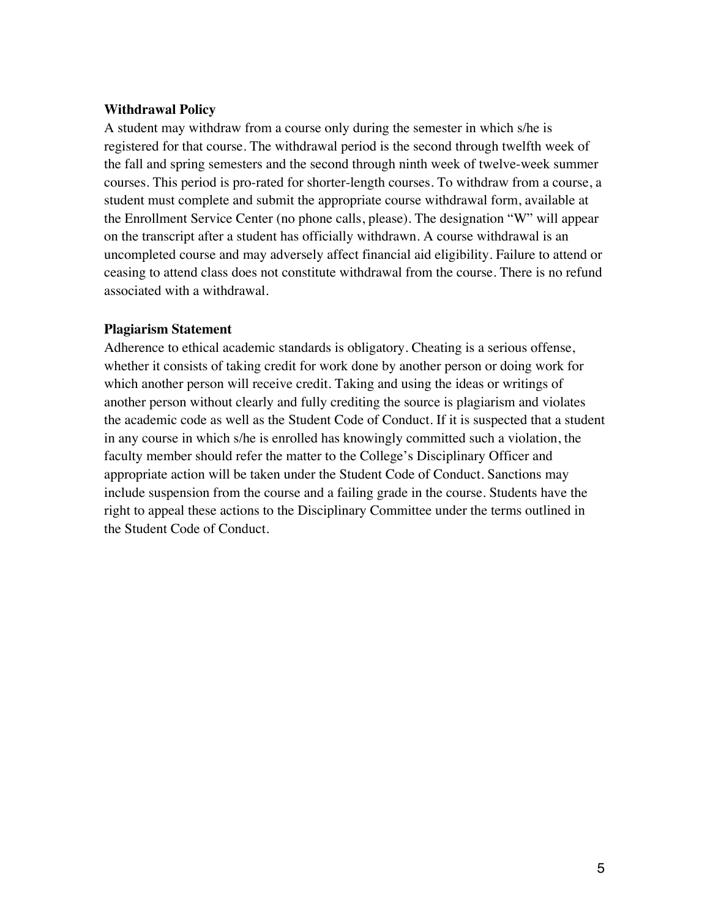**Withdrawal Policy**

A student may withdraw from a course only during the semester in which s/he is registered for that course. The withdrawal period is the second through twelfth week of the fall and spring semesters and the second through ninth week of twelve-week summer courses. This period is pro-rated for shorter-length courses. To withdraw from a course, a student must complete and submit the appropriate course withdrawal form, available at the Enrollment Service Center (no phone calls, please). The designation "W" will appear on the transcript after a student has officially withdrawn. A course withdrawal is an uncompleted course and may adversely affect financial aid eligibility. Failure to attend or ceasing to attend class does not constitute withdrawal from the course. There is no refund associated with a withdrawal.

**Plagiarism Statement**

Adherence to ethical academic standards is obligatory. Cheating is a serious offense, whether it consists of taking credit for work done by another person or doing work for which another person will receive credit. Taking and using the ideas or writings of another person without clearly and fully crediting the source is plagiarism and violates the academic code as well as the Student Code of Conduct. If it is suspected that a student in any course in which s/he is enrolled has knowingly committed such a violation, the faculty member should refer the matter to the College's Disciplinary Officer and appropriate action will be taken under the Student Code of Conduct. Sanctions may include suspension from the course and a failing grade in the course. Students have the right to appeal these actions to the Disciplinary Committee under the terms outlined in the Student Code of Conduct.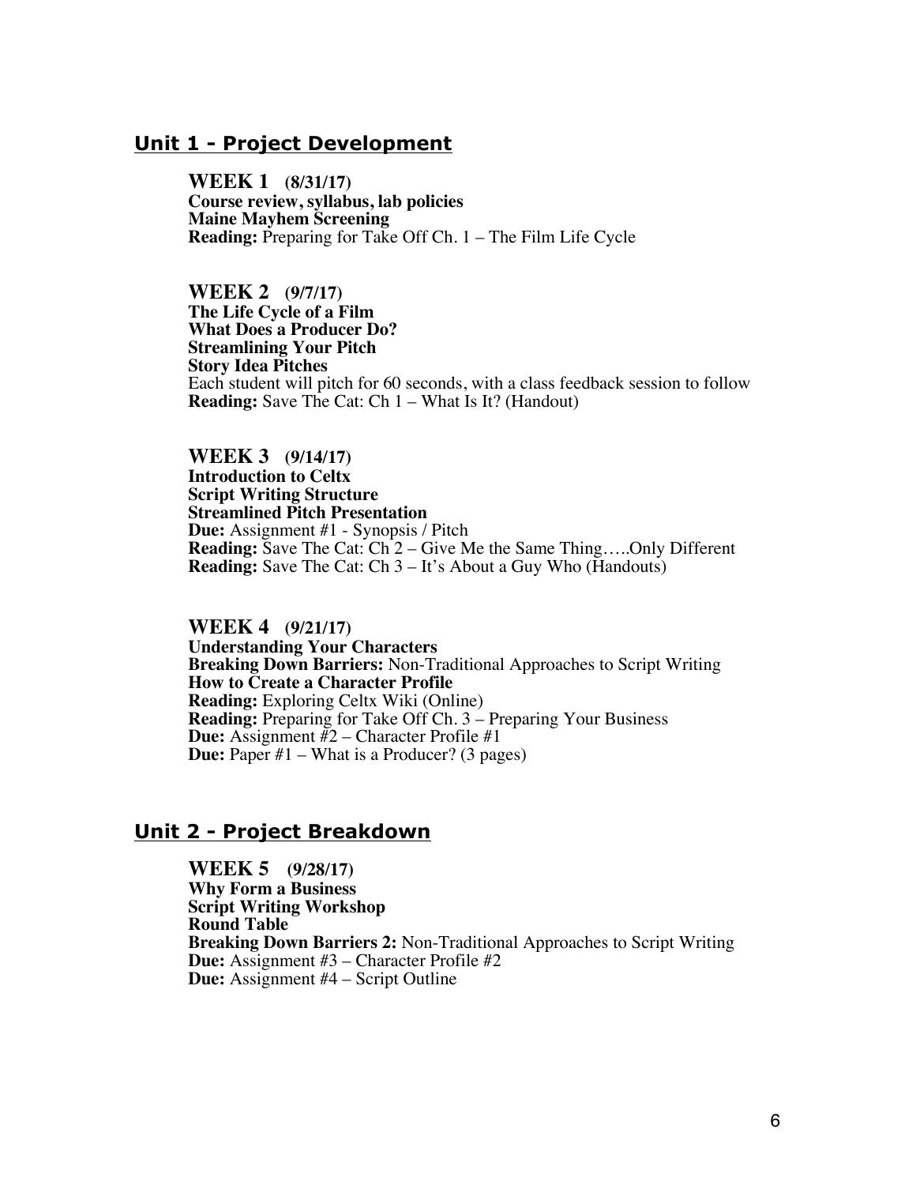## Unit 1 - Project Development

### WEEK 1 (8/31/17)

**Course review, syllabus, lab policies**
**Maine Mayhem Screening**
**Reading:** Preparing for Take Off Ch. 1 – The Film Life Cycle

### WEEK 2 (9/7/17)

**The Life Cycle of a Film**
**What Does a Producer Do?**
**Streamlining Your Pitch**
**Story Idea Pitches**
Each student will pitch for 60 seconds, with a class feedback session to follow
**Reading:** Save The Cat: Ch 1 – What Is It? (Handout)

### WEEK 3 (9/14/17)

**Introduction to Celtx**
**Script Writing Structure**
**Streamlined Pitch Presentation**
**Due:** Assignment #1 - Synopsis / Pitch
**Reading:** Save The Cat: Ch 2 – Give Me the Same Thing…..Only Different
**Reading:** Save The Cat: Ch 3 – It's About a Guy Who (Handouts)

### WEEK 4 (9/21/17)

**Understanding Your Characters**
**Breaking Down Barriers:** Non-Traditional Approaches to Script Writing
**How to Create a Character Profile**
**Reading:** Exploring Celtx Wiki (Online)
**Reading:** Preparing for Take Off Ch. 3 – Preparing Your Business
**Due:** Assignment #2 – Character Profile #1
**Due:** Paper #1 – What is a Producer? (3 pages)

## Unit 2 - Project Breakdown

### WEEK 5 (9/28/17)

**Why Form a Business**
**Script Writing Workshop**
**Round Table**
**Breaking Down Barriers 2:** Non-Traditional Approaches to Script Writing
**Due:** Assignment #3 – Character Profile #2
**Due:** Assignment #4 – Script Outline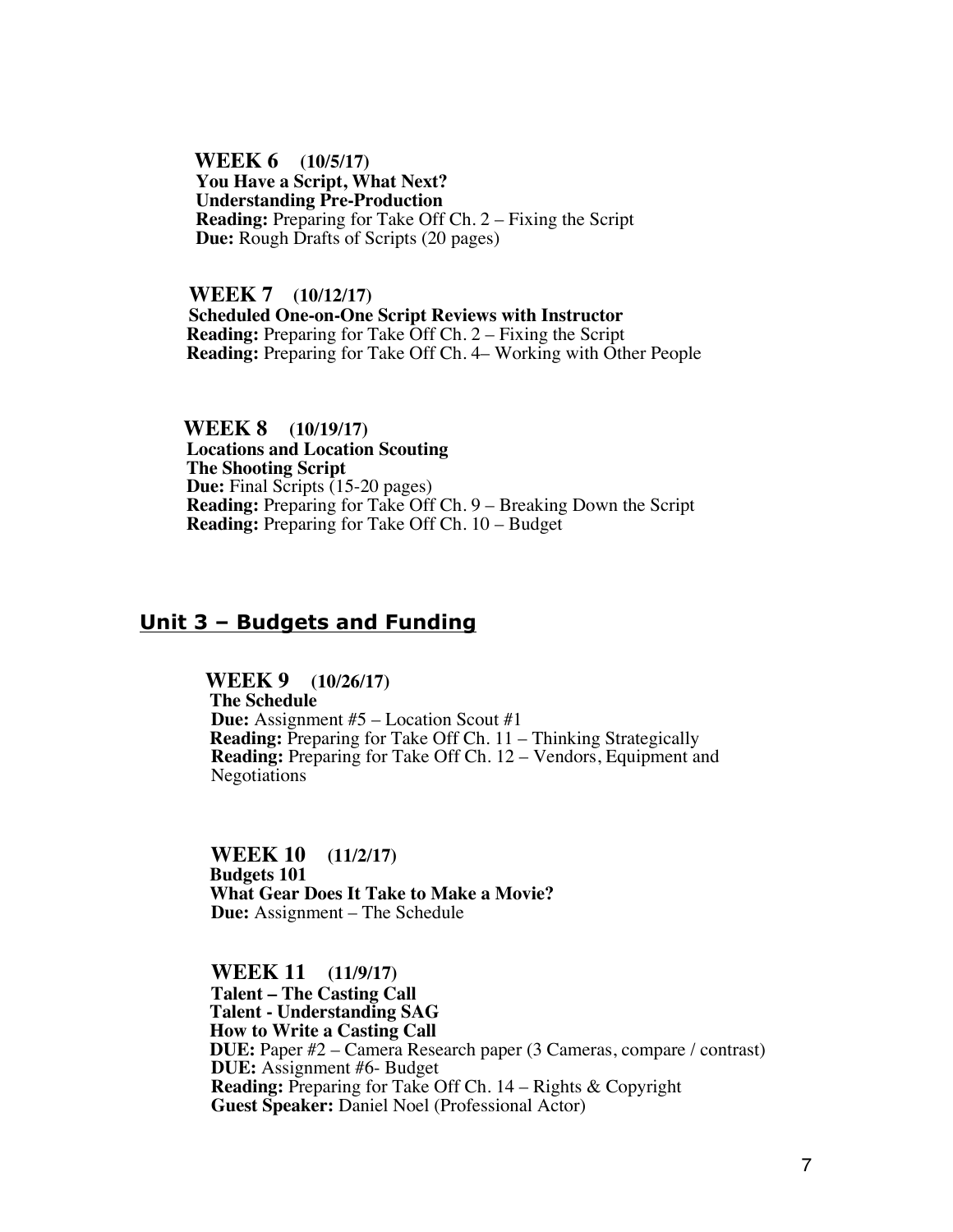**WEEK 6 (10/5/17)**
**You Have a Script, What Next?**
**Understanding Pre-Production**
**Reading:** Preparing for Take Off Ch. 2 – Fixing the Script
**Due:** Rough Drafts of Scripts (20 pages)

**WEEK 7 (10/12/17)**
**Scheduled One-on-One Script Reviews with Instructor**
**Reading:** Preparing for Take Off Ch. 2 – Fixing the Script
**Reading:** Preparing for Take Off Ch. 4– Working with Other People

**WEEK 8 (10/19/17)**
**Locations and Location Scouting**
**The Shooting Script**
**Due:** Final Scripts (15-20 pages)
**Reading:** Preparing for Take Off Ch. 9 – Breaking Down the Script
**Reading:** Preparing for Take Off Ch. 10 – Budget

## Unit 3 – Budgets and Funding

**WEEK 9 (10/26/17)**
**The Schedule**
**Due:** Assignment #5 – Location Scout #1
**Reading:** Preparing for Take Off Ch. 11 – Thinking Strategically
**Reading:** Preparing for Take Off Ch. 12 – Vendors, Equipment and Negotiations

**WEEK 10 (11/2/17)**
**Budgets 101**
**What Gear Does It Take to Make a Movie?**
**Due:** Assignment – The Schedule

**WEEK 11 (11/9/17)**
**Talent – The Casting Call**
**Talent - Understanding SAG**
**How to Write a Casting Call**
**DUE:** Paper #2 – Camera Research paper (3 Cameras, compare / contrast)
**DUE:** Assignment #6- Budget
**Reading:** Preparing for Take Off Ch. 14 – Rights & Copyright
**Guest Speaker:** Daniel Noel (Professional Actor)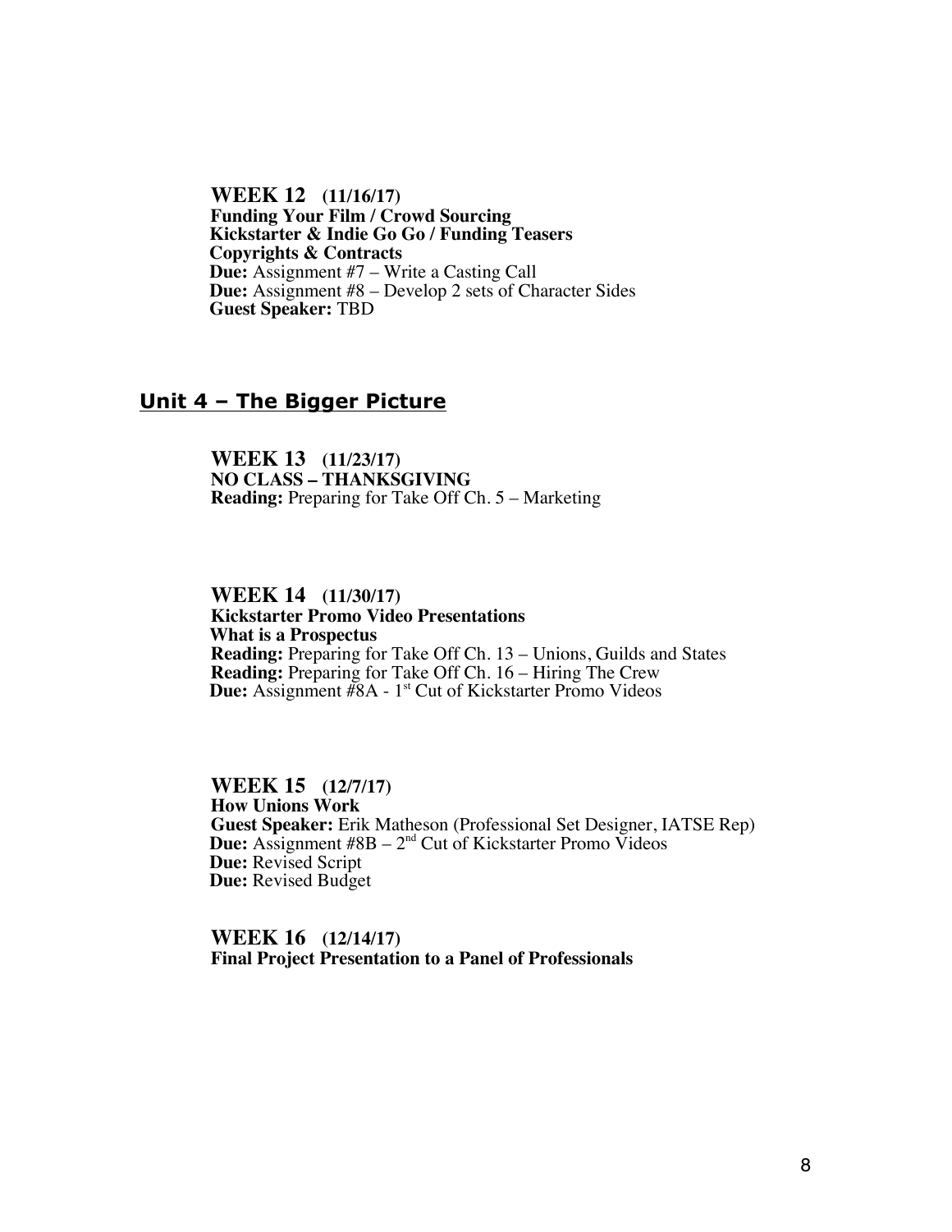**WEEK 12 (11/16/17)**
**Funding Your Film / Crowd Sourcing**
**Kickstarter & Indie Go Go / Funding Teasers**
**Copyrights & Contracts**
**Due:** Assignment #7 – Write a Casting Call
**Due:** Assignment #8 – Develop 2 sets of Character Sides
**Guest Speaker:** TBD

## Unit 4 – The Bigger Picture

**WEEK 13 (11/23/17)**
**NO CLASS – THANKSGIVING**
**Reading:** Preparing for Take Off Ch. 5 – Marketing

**WEEK 14 (11/30/17)**
**Kickstarter Promo Video Presentations**
**What is a Prospectus**
**Reading:** Preparing for Take Off Ch. 13 – Unions, Guilds and States
**Reading:** Preparing for Take Off Ch. 16 – Hiring The Crew
**Due:** Assignment #8A - 1st Cut of Kickstarter Promo Videos

**WEEK 15 (12/7/17)**
**How Unions Work**
**Guest Speaker:** Erik Matheson (Professional Set Designer, IATSE Rep)
**Due:** Assignment #8B – 2nd Cut of Kickstarter Promo Videos
**Due:** Revised Script
**Due:** Revised Budget

**WEEK 16 (12/14/17)**
**Final Project Presentation to a Panel of Professionals**